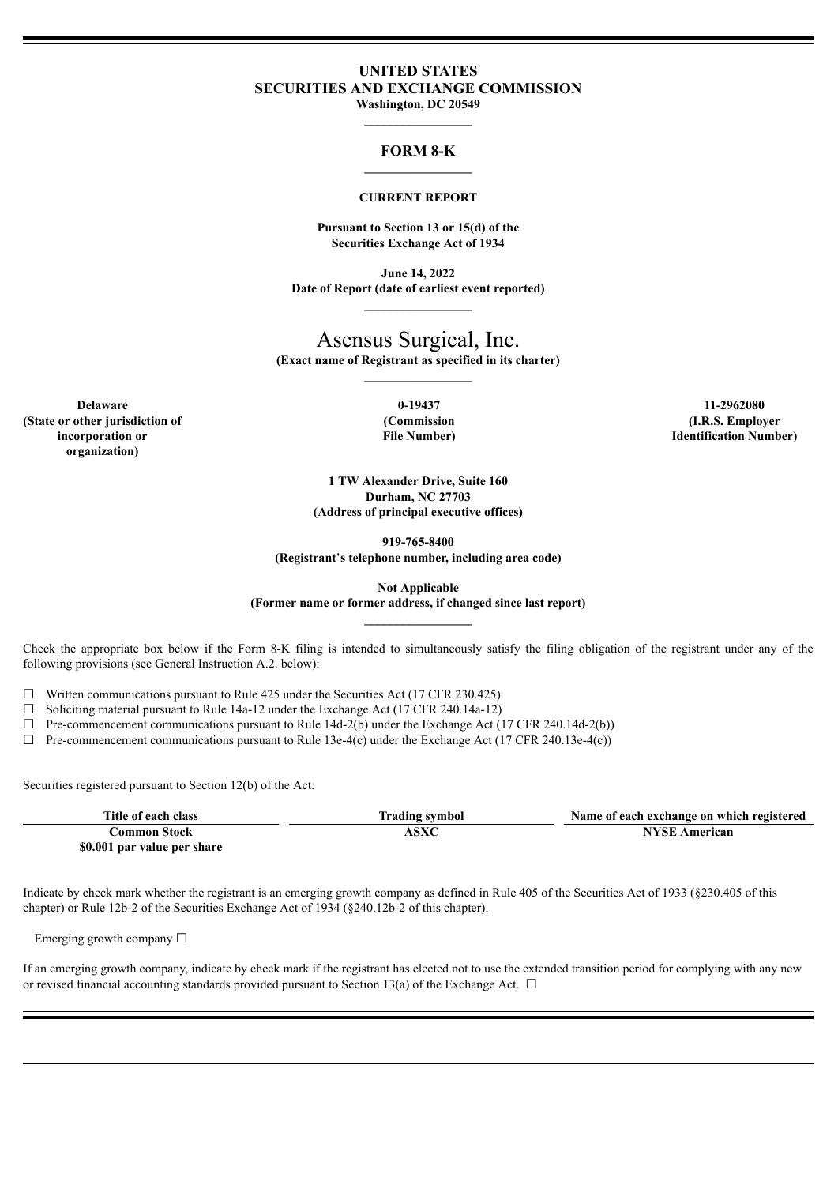# UNITED STATES
# SECURITIES AND EXCHANGE COMMISSION

**Washington, DC 20549**

---

## FORM 8-K

---

**CURRENT REPORT**

**Pursuant to Section 13 or 15(d) of the Securities Exchange Act of 1934**

**June 14, 2022**
**Date of Report (date of earliest event reported)**

---

# Asensus Surgical, Inc.

**(Exact name of Registrant as specified in its charter)**

---

| Delaware | 0-19437 | 11-2962080 |
|---|---|---|
| (State or other jurisdiction of incorporation or organization) | (Commission File Number) | (I.R.S. Employer Identification Number) |

**1 TW Alexander Drive, Suite 160**
**Durham, NC 27703**
**(Address of principal executive offices)**

**919-765-8400**
**(Registrant's telephone number, including area code)**

**Not Applicable**
**(Former name or former address, if changed since last report)**

---

Check the appropriate box below if the Form 8-K filing is intended to simultaneously satisfy the filing obligation of the registrant under any of the following provisions (see General Instruction A.2. below):

☐ Written communications pursuant to Rule 425 under the Securities Act (17 CFR 230.425)
☐ Soliciting material pursuant to Rule 14a-12 under the Exchange Act (17 CFR 240.14a-12)
☐ Pre-commencement communications pursuant to Rule 14d-2(b) under the Exchange Act (17 CFR 240.14d-2(b))
☐ Pre-commencement communications pursuant to Rule 13e-4(c) under the Exchange Act (17 CFR 240.13e-4(c))

Securities registered pursuant to Section 12(b) of the Act:

| Title of each class | Trading symbol | Name of each exchange on which registered |
|---|---|---|
| Common Stock $0.001 par value per share | ASXC | NYSE American |

Indicate by check mark whether the registrant is an emerging growth company as defined in Rule 405 of the Securities Act of 1933 (§230.405 of this chapter) or Rule 12b-2 of the Securities Exchange Act of 1934 (§240.12b-2 of this chapter).

Emerging growth company ☐

If an emerging growth company, indicate by check mark if the registrant has elected not to use the extended transition period for complying with any new or revised financial accounting standards provided pursuant to Section 13(a) of the Exchange Act. ☐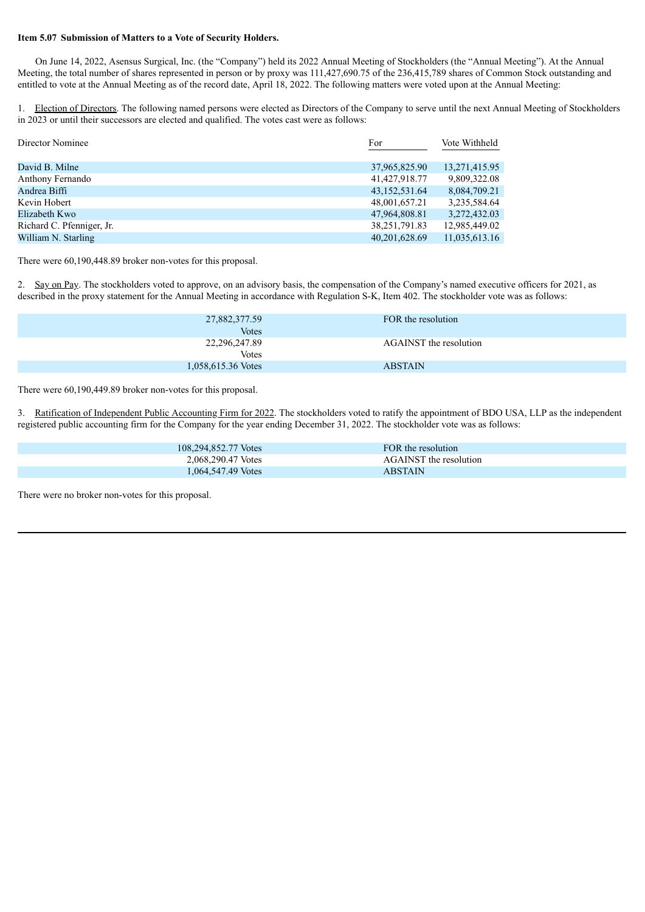**Item 5.07 Submission of Matters to a Vote of Security Holders.**

On June 14, 2022, Asensus Surgical, Inc. (the “Company”) held its 2022 Annual Meeting of Stockholders (the “Annual Meeting”). At the Annual Meeting, the total number of shares represented in person or by proxy was 111,427,690.75 of the 236,415,789 shares of Common Stock outstanding and entitled to vote at the Annual Meeting as of the record date, April 18, 2022. The following matters were voted upon at the Annual Meeting:

1. Election of Directors. The following named persons were elected as Directors of the Company to serve until the next Annual Meeting of Stockholders in 2023 or until their successors are elected and qualified. The votes cast were as follows:

| Director Nominee | For | Vote Withheld |
|---|---|---|
| David B. Milne | 37,965,825.90 | 13,271,415.95 |
| Anthony Fernando | 41,427,918.77 | 9,809,322.08 |
| Andrea Biffi | 43,152,531.64 | 8,084,709.21 |
| Kevin Hobert | 48,001,657.21 | 3,235,584.64 |
| Elizabeth Kwo | 47,964,808.81 | 3,272,432.03 |
| Richard C. Pfenniger, Jr. | 38,251,791.83 | 12,985,449.02 |
| William N. Starling | 40,201,628.69 | 11,035,613.16 |

There were 60,190,448.89 broker non-votes for this proposal.

2. Say on Pay. The stockholders voted to approve, on an advisory basis, the compensation of the Company’s named executive officers for 2021, as described in the proxy statement for the Annual Meeting in accordance with Regulation S-K, Item 402. The stockholder vote was as follows:

| | |
|---|---|
| 27,882,377.59 Votes | FOR the resolution |
| 22,296,247.89 Votes | AGAINST the resolution |
| 1,058,615.36 Votes | ABSTAIN |

There were 60,190,449.89 broker non-votes for this proposal.

3. Ratification of Independent Public Accounting Firm for 2022. The stockholders voted to ratify the appointment of BDO USA, LLP as the independent registered public accounting firm for the Company for the year ending December 31, 2022. The stockholder vote was as follows:

| | |
|---|---|
| 108,294,852.77 Votes | FOR the resolution |
| 2,068,290.47 Votes | AGAINST the resolution |
| 1,064,547.49 Votes | ABSTAIN |

There were no broker non-votes for this proposal.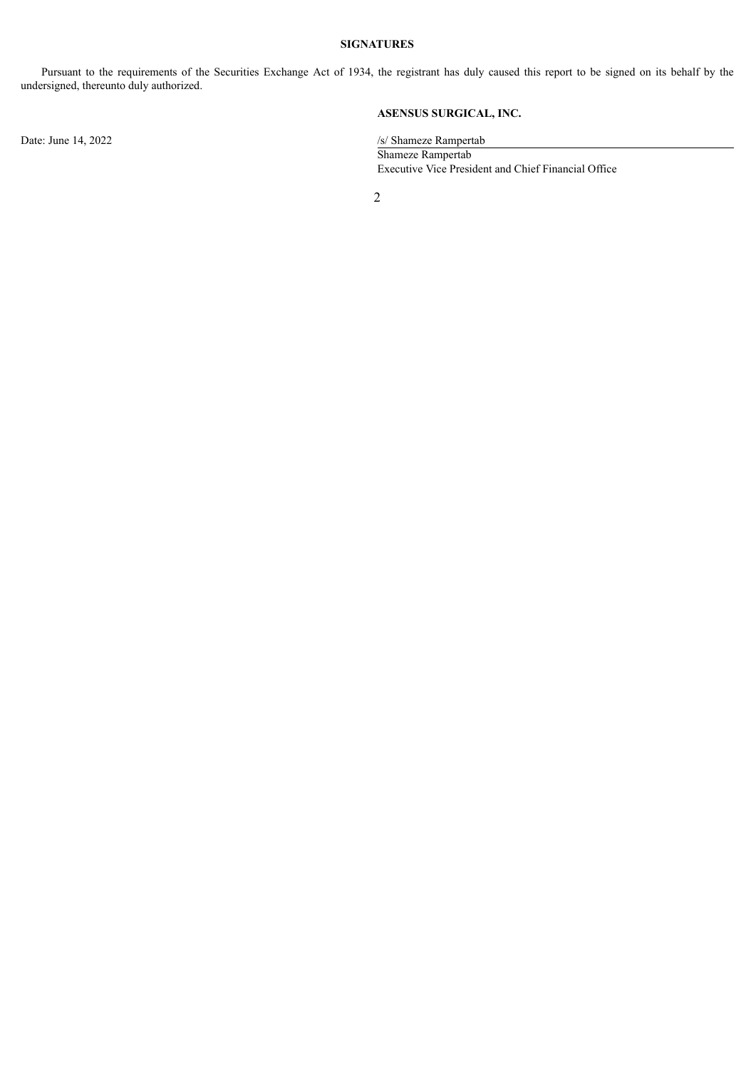## SIGNATURES

Pursuant to the requirements of the Securities Exchange Act of 1934, the registrant has duly caused this report to be signed on its behalf by the undersigned, thereunto duly authorized.

**ASENSUS SURGICAL, INC.**

Date: June 14, 2022

/s/ Shameze Rampertab

Shameze Rampertab

Executive Vice President and Chief Financial Office